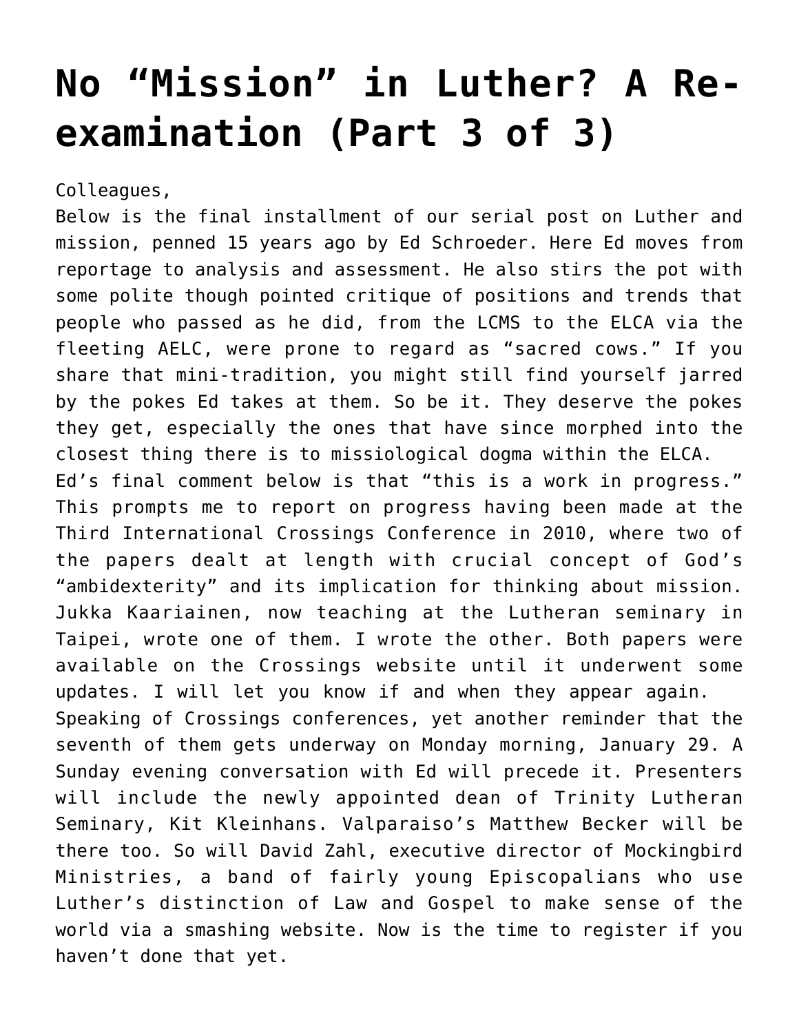# No "Mission" in Luther? A Re-examination (Part 3 of 3)

Colleagues,

Below is the final installment of our serial post on Luther and mission, penned 15 years ago by Ed Schroeder. Here Ed moves from reportage to analysis and assessment. He also stirs the pot with some polite though pointed critique of positions and trends that people who passed as he did, from the LCMS to the ELCA via the fleeting AELC, were prone to regard as "sacred cows." If you share that mini-tradition, you might still find yourself jarred by the pokes Ed takes at them. So be it. They deserve the pokes they get, especially the ones that have since morphed into the closest thing there is to missiological dogma within the ELCA.

Ed's final comment below is that "this is a work in progress." This prompts me to report on progress having been made at the Third International Crossings Conference in 2010, where two of the papers dealt at length with crucial concept of God's "ambidexterity" and its implication for thinking about mission. Jukka Kaariainen, now teaching at the Lutheran seminary in Taipei, wrote one of them. I wrote the other. Both papers were available on the Crossings website until it underwent some updates. I will let you know if and when they appear again.

Speaking of Crossings conferences, yet another reminder that the seventh of them gets underway on Monday morning, January 29. A Sunday evening conversation with Ed will precede it. Presenters will include the newly appointed dean of Trinity Lutheran Seminary, Kit Kleinhans. Valparaiso's Matthew Becker will be there too. So will David Zahl, executive director of Mockingbird Ministries, a band of fairly young Episcopalians who use Luther's distinction of Law and Gospel to make sense of the world via a smashing website. Now is the time to register if you haven't done that yet.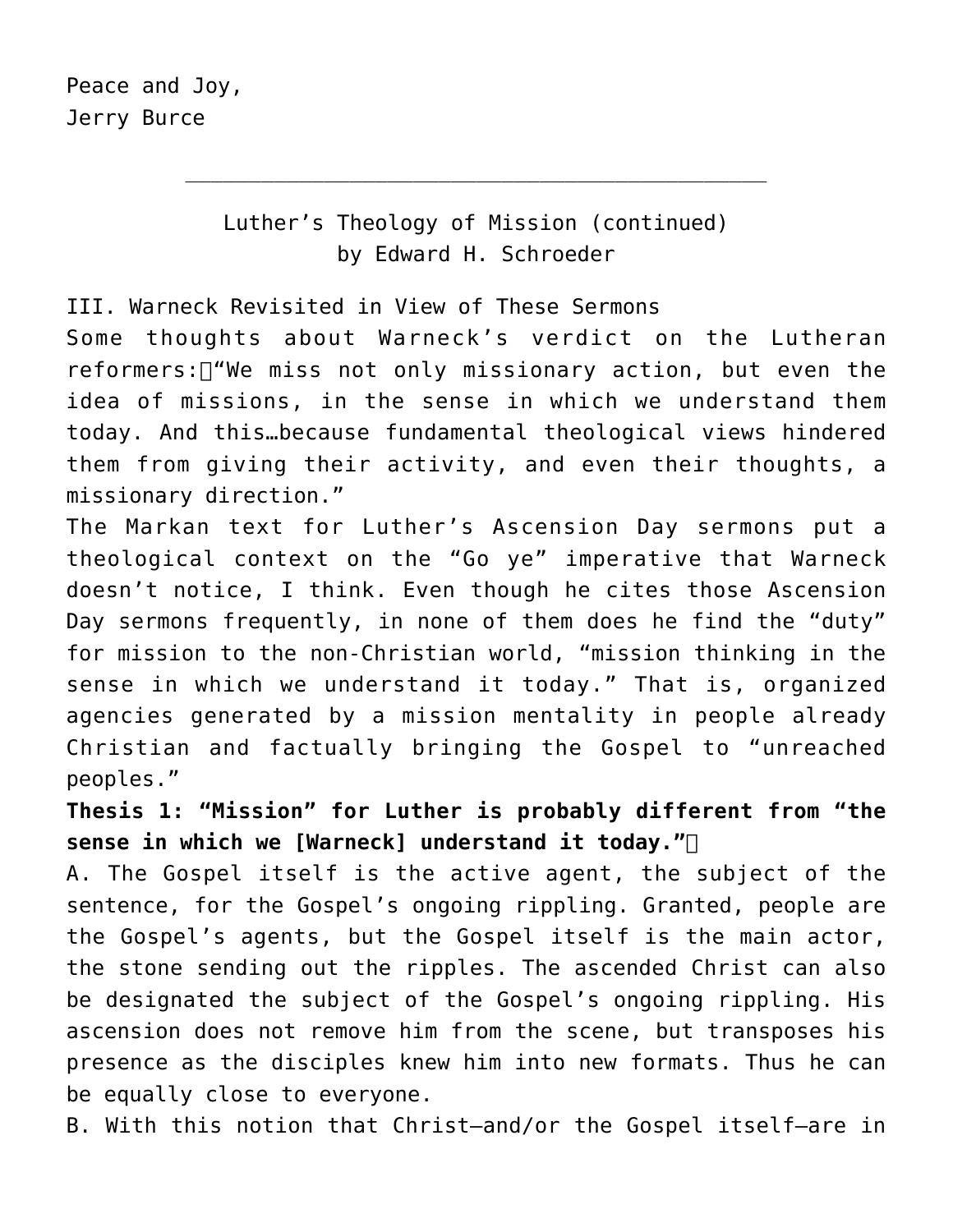Peace and Joy,
Jerry Burce

---

Luther's Theology of Mission (continued)
by Edward H. Schroeder

III. Warneck Revisited in View of These Sermons

Some thoughts about Warneck's verdict on the Lutheran reformers: "We miss not only missionary action, but even the idea of missions, in the sense in which we understand them today. And this…because fundamental theological views hindered them from giving their activity, and even their thoughts, a missionary direction."

The Markan text for Luther's Ascension Day sermons put a theological context on the "Go ye" imperative that Warneck doesn't notice, I think. Even though he cites those Ascension Day sermons frequently, in none of them does he find the "duty" for mission to the non-Christian world, "mission thinking in the sense in which we understand it today." That is, organized agencies generated by a mission mentality in people already Christian and factually bringing the Gospel to "unreached peoples."

**Thesis 1: "Mission" for Luther is probably different from "the sense in which we [Warneck] understand it today."**

A. The Gospel itself is the active agent, the subject of the sentence, for the Gospel's ongoing rippling. Granted, people are the Gospel's agents, but the Gospel itself is the main actor, the stone sending out the ripples. The ascended Christ can also be designated the subject of the Gospel's ongoing rippling. His ascension does not remove him from the scene, but transposes his presence as the disciples knew him into new formats. Thus he can be equally close to everyone.

B. With this notion that Christ—and/or the Gospel itself—are in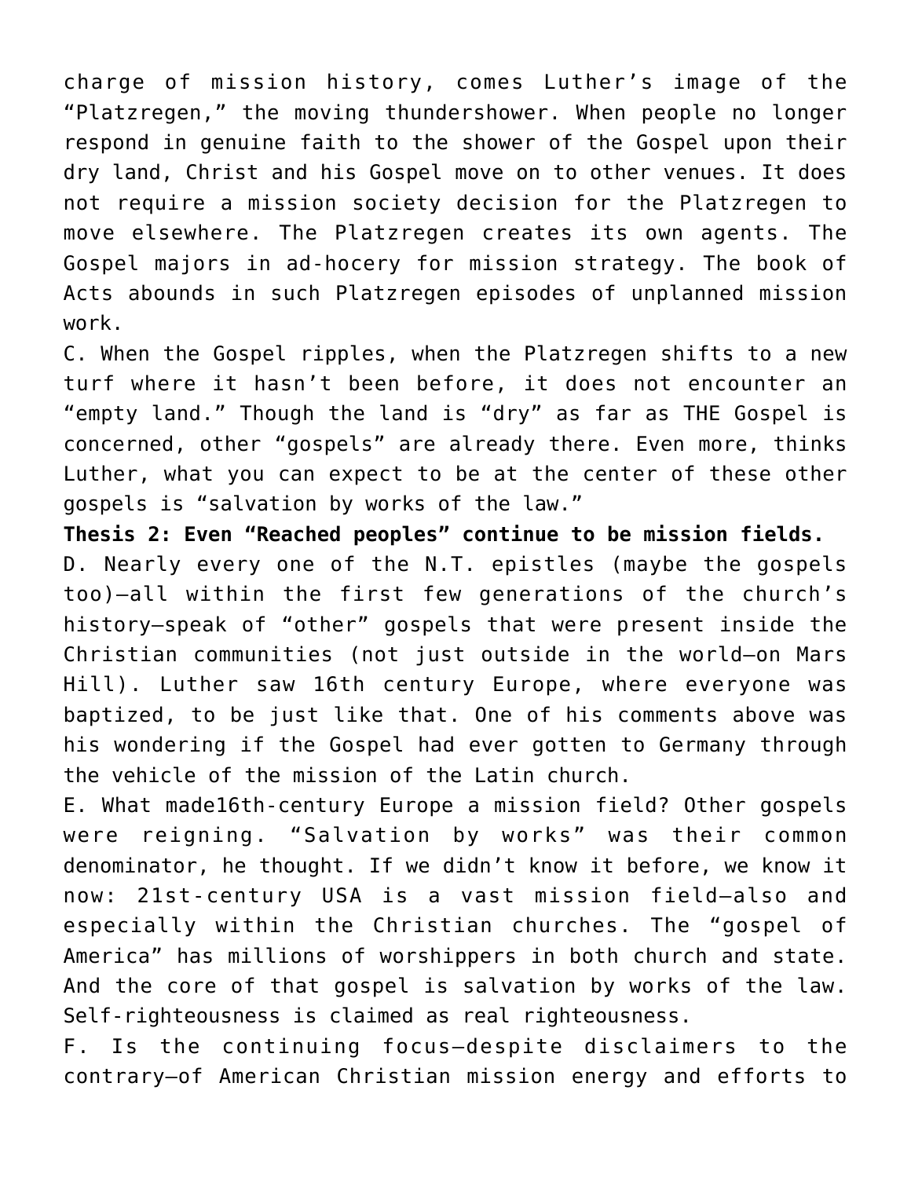charge of mission history, comes Luther's image of the "Platzregen," the moving thundershower. When people no longer respond in genuine faith to the shower of the Gospel upon their dry land, Christ and his Gospel move on to other venues. It does not require a mission society decision for the Platzregen to move elsewhere. The Platzregen creates its own agents. The Gospel majors in ad-hocery for mission strategy. The book of Acts abounds in such Platzregen episodes of unplanned mission work.

C. When the Gospel ripples, when the Platzregen shifts to a new turf where it hasn't been before, it does not encounter an "empty land." Though the land is "dry" as far as THE Gospel is concerned, other "gospels" are already there. Even more, thinks Luther, what you can expect to be at the center of these other gospels is "salvation by works of the law."

**Thesis 2: Even "Reached peoples" continue to be mission fields.**

D. Nearly every one of the N.T. epistles (maybe the gospels too)—all within the first few generations of the church's history—speak of "other" gospels that were present inside the Christian communities (not just outside in the world—on Mars Hill). Luther saw 16th century Europe, where everyone was baptized, to be just like that. One of his comments above was his wondering if the Gospel had ever gotten to Germany through the vehicle of the mission of the Latin church.

E. What made16th-century Europe a mission field? Other gospels were reigning. "Salvation by works" was their common denominator, he thought. If we didn't know it before, we know it now: 21st-century USA is a vast mission field—also and especially within the Christian churches. The "gospel of America" has millions of worshippers in both church and state. And the core of that gospel is salvation by works of the law. Self-righteousness is claimed as real righteousness.

F. Is the continuing focus—despite disclaimers to the contrary—of American Christian mission energy and efforts to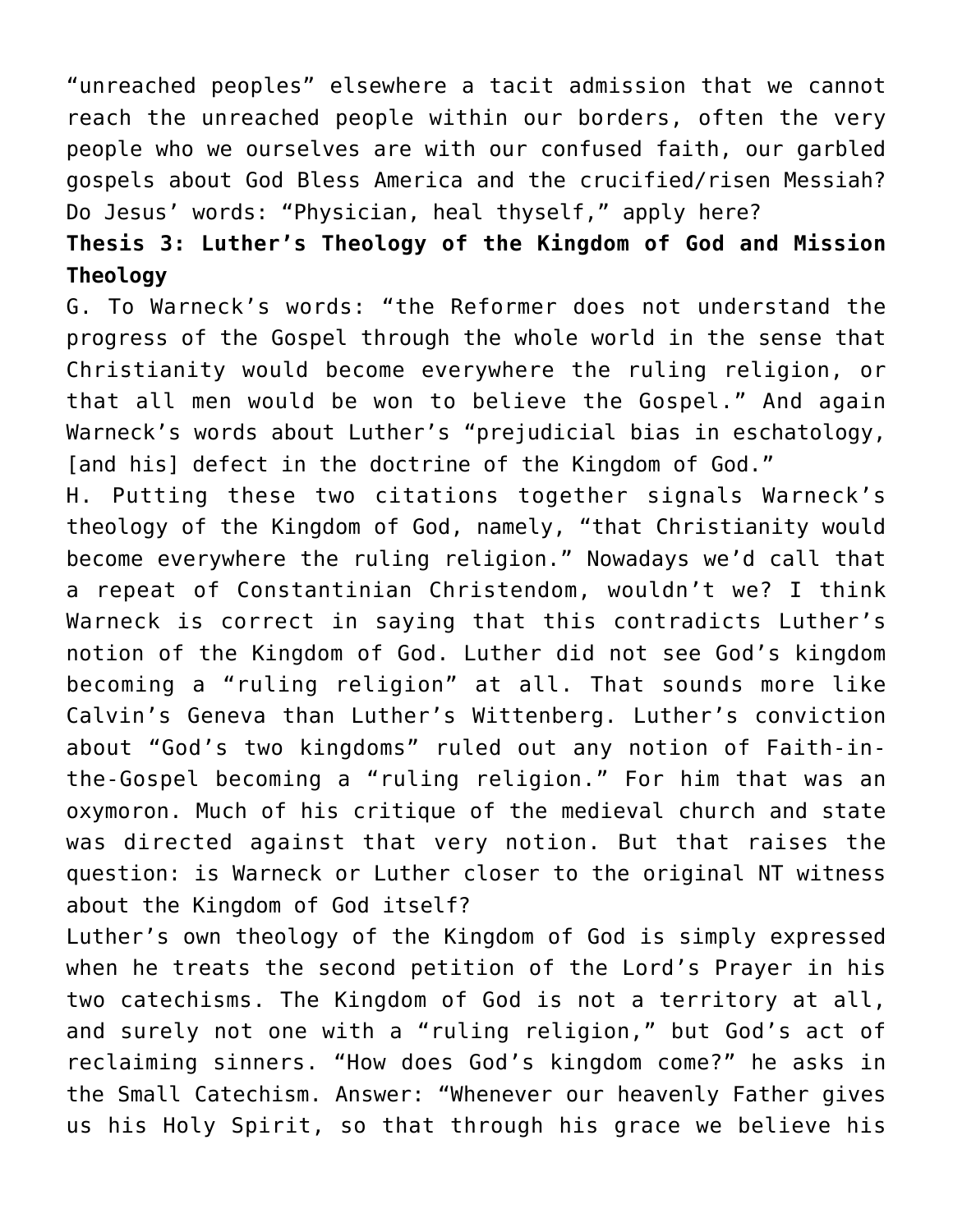"unreached peoples" elsewhere a tacit admission that we cannot reach the unreached people within our borders, often the very people who we ourselves are with our confused faith, our garbled gospels about God Bless America and the crucified/risen Messiah? Do Jesus' words: "Physician, heal thyself," apply here?

**Thesis 3: Luther's Theology of the Kingdom of God and Mission Theology**

G. To Warneck's words: "the Reformer does not understand the progress of the Gospel through the whole world in the sense that Christianity would become everywhere the ruling religion, or that all men would be won to believe the Gospel." And again Warneck's words about Luther's "prejudicial bias in eschatology, [and his] defect in the doctrine of the Kingdom of God."

H. Putting these two citations together signals Warneck's theology of the Kingdom of God, namely, "that Christianity would become everywhere the ruling religion." Nowadays we'd call that a repeat of Constantinian Christendom, wouldn't we? I think Warneck is correct in saying that this contradicts Luther's notion of the Kingdom of God. Luther did not see God's kingdom becoming a "ruling religion" at all. That sounds more like Calvin's Geneva than Luther's Wittenberg. Luther's conviction about "God's two kingdoms" ruled out any notion of Faith-in-the-Gospel becoming a "ruling religion." For him that was an oxymoron. Much of his critique of the medieval church and state was directed against that very notion. But that raises the question: is Warneck or Luther closer to the original NT witness about the Kingdom of God itself?

Luther's own theology of the Kingdom of God is simply expressed when he treats the second petition of the Lord's Prayer in his two catechisms. The Kingdom of God is not a territory at all, and surely not one with a "ruling religion," but God's act of reclaiming sinners. "How does God's kingdom come?" he asks in the Small Catechism. Answer: "Whenever our heavenly Father gives us his Holy Spirit, so that through his grace we believe his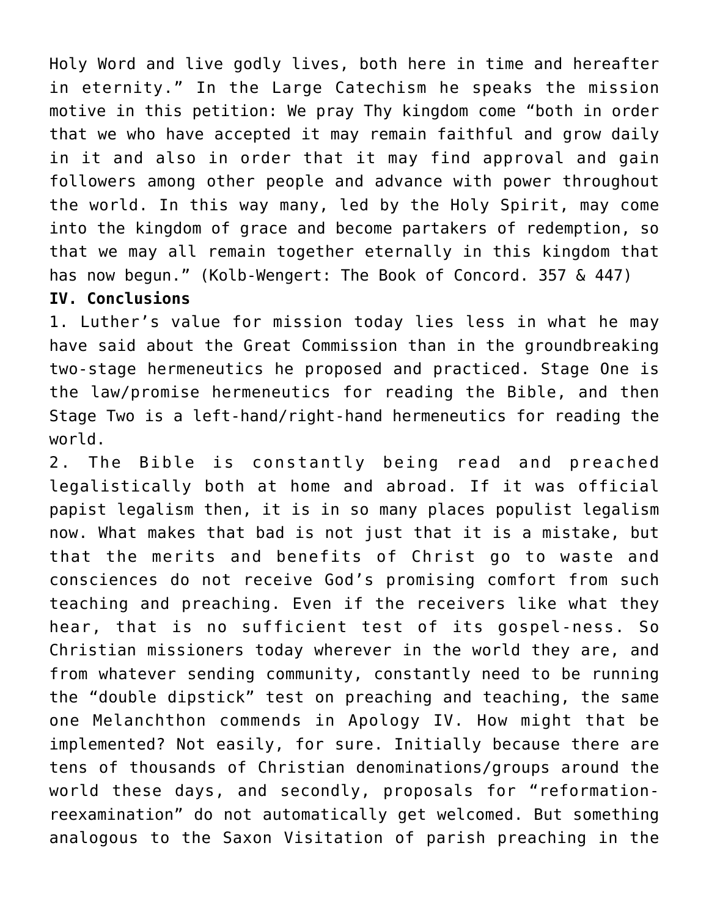Holy Word and live godly lives, both here in time and hereafter in eternity." In the Large Catechism he speaks the mission motive in this petition: We pray Thy kingdom come "both in order that we who have accepted it may remain faithful and grow daily in it and also in order that it may find approval and gain followers among other people and advance with power throughout the world. In this way many, led by the Holy Spirit, may come into the kingdom of grace and become partakers of redemption, so that we may all remain together eternally in this kingdom that has now begun." (Kolb-Wengert: The Book of Concord. 357 & 447)

**IV. Conclusions**

1. Luther's value for mission today lies less in what he may have said about the Great Commission than in the groundbreaking two-stage hermeneutics he proposed and practiced. Stage One is the law/promise hermeneutics for reading the Bible, and then Stage Two is a left-hand/right-hand hermeneutics for reading the world.

2. The Bible is constantly being read and preached legalistically both at home and abroad. If it was official papist legalism then, it is in so many places populist legalism now. What makes that bad is not just that it is a mistake, but that the merits and benefits of Christ go to waste and consciences do not receive God's promising comfort from such teaching and preaching. Even if the receivers like what they hear, that is no sufficient test of its gospel-ness. So Christian missioners today wherever in the world they are, and from whatever sending community, constantly need to be running the "double dipstick" test on preaching and teaching, the same one Melanchthon commends in Apology IV. How might that be implemented? Not easily, for sure. Initially because there are tens of thousands of Christian denominations/groups around the world these days, and secondly, proposals for "reformation-reexamination" do not automatically get welcomed. But something analogous to the Saxon Visitation of parish preaching in the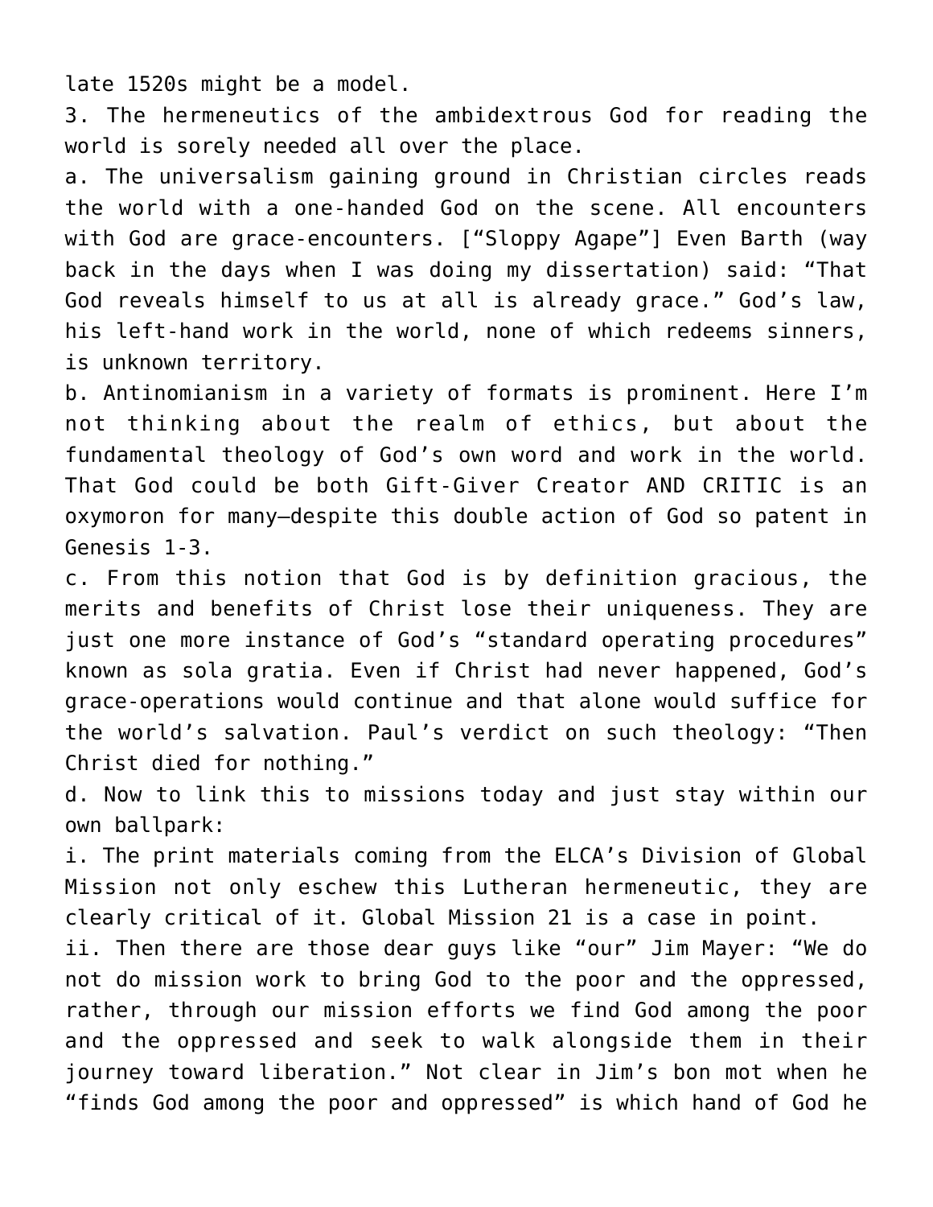late 1520s might be a model.

3. The hermeneutics of the ambidextrous God for reading the world is sorely needed all over the place.

a. The universalism gaining ground in Christian circles reads the world with a one-handed God on the scene. All encounters with God are grace-encounters. [“Sloppy Agape”] Even Barth (way back in the days when I was doing my dissertation) said: “That God reveals himself to us at all is already grace.” God’s law, his left-hand work in the world, none of which redeems sinners, is unknown territory.

b. Antinomianism in a variety of formats is prominent. Here I’m not thinking about the realm of ethics, but about the fundamental theology of God’s own word and work in the world. That God could be both Gift-Giver Creator AND CRITIC is an oxymoron for many—despite this double action of God so patent in Genesis 1-3.

c. From this notion that God is by definition gracious, the merits and benefits of Christ lose their uniqueness. They are just one more instance of God’s “standard operating procedures” known as sola gratia. Even if Christ had never happened, God’s grace-operations would continue and that alone would suffice for the world’s salvation. Paul’s verdict on such theology: “Then Christ died for nothing.”

d. Now to link this to missions today and just stay within our own ballpark:

i. The print materials coming from the ELCA’s Division of Global Mission not only eschew this Lutheran hermeneutic, they are clearly critical of it. Global Mission 21 is a case in point.

ii. Then there are those dear guys like “our” Jim Mayer: “We do not do mission work to bring God to the poor and the oppressed, rather, through our mission efforts we find God among the poor and the oppressed and seek to walk alongside them in their journey toward liberation.” Not clear in Jim’s bon mot when he “finds God among the poor and oppressed” is which hand of God he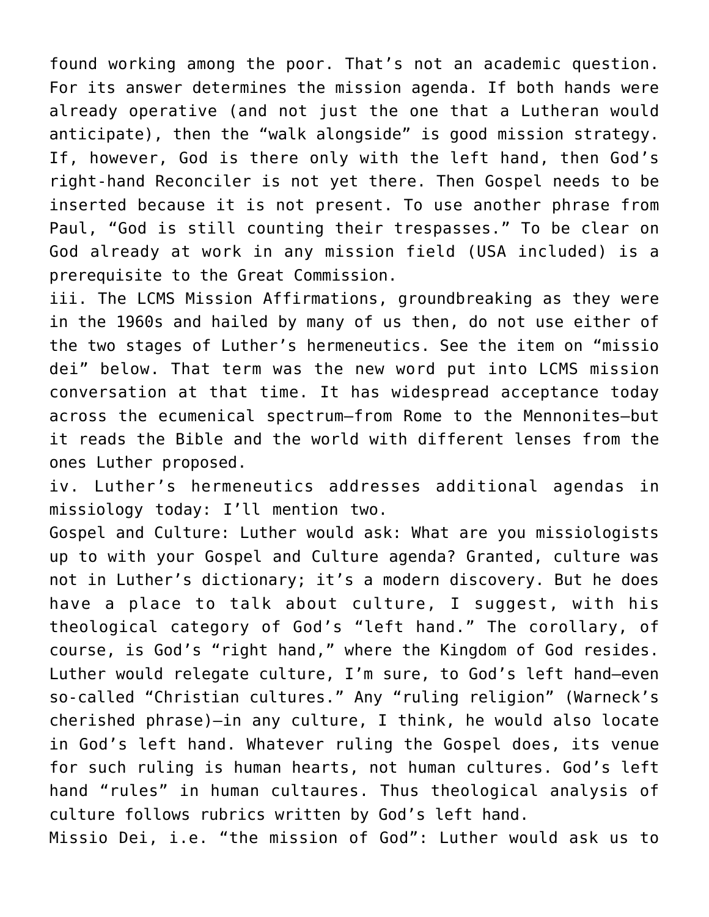found working among the poor. That's not an academic question. For its answer determines the mission agenda. If both hands were already operative (and not just the one that a Lutheran would anticipate), then the "walk alongside" is good mission strategy. If, however, God is there only with the left hand, then God's right-hand Reconciler is not yet there. Then Gospel needs to be inserted because it is not present. To use another phrase from Paul, "God is still counting their trespasses." To be clear on God already at work in any mission field (USA included) is a prerequisite to the Great Commission.

iii. The LCMS Mission Affirmations, groundbreaking as they were in the 1960s and hailed by many of us then, do not use either of the two stages of Luther's hermeneutics. See the item on "missio dei" below. That term was the new word put into LCMS mission conversation at that time. It has widespread acceptance today across the ecumenical spectrum—from Rome to the Mennonites—but it reads the Bible and the world with different lenses from the ones Luther proposed.

iv. Luther's hermeneutics addresses additional agendas in missiology today: I'll mention two.

Gospel and Culture: Luther would ask: What are you missiologists up to with your Gospel and Culture agenda? Granted, culture was not in Luther's dictionary; it's a modern discovery. But he does have a place to talk about culture, I suggest, with his theological category of God's "left hand." The corollary, of course, is God's "right hand," where the Kingdom of God resides. Luther would relegate culture, I'm sure, to God's left hand—even so-called "Christian cultures." Any "ruling religion" (Warneck's cherished phrase)—in any culture, I think, he would also locate in God's left hand. Whatever ruling the Gospel does, its venue for such ruling is human hearts, not human cultures. God's left hand "rules" in human cultaures. Thus theological analysis of culture follows rubrics written by God's left hand.

Missio Dei, i.e. "the mission of God": Luther would ask us to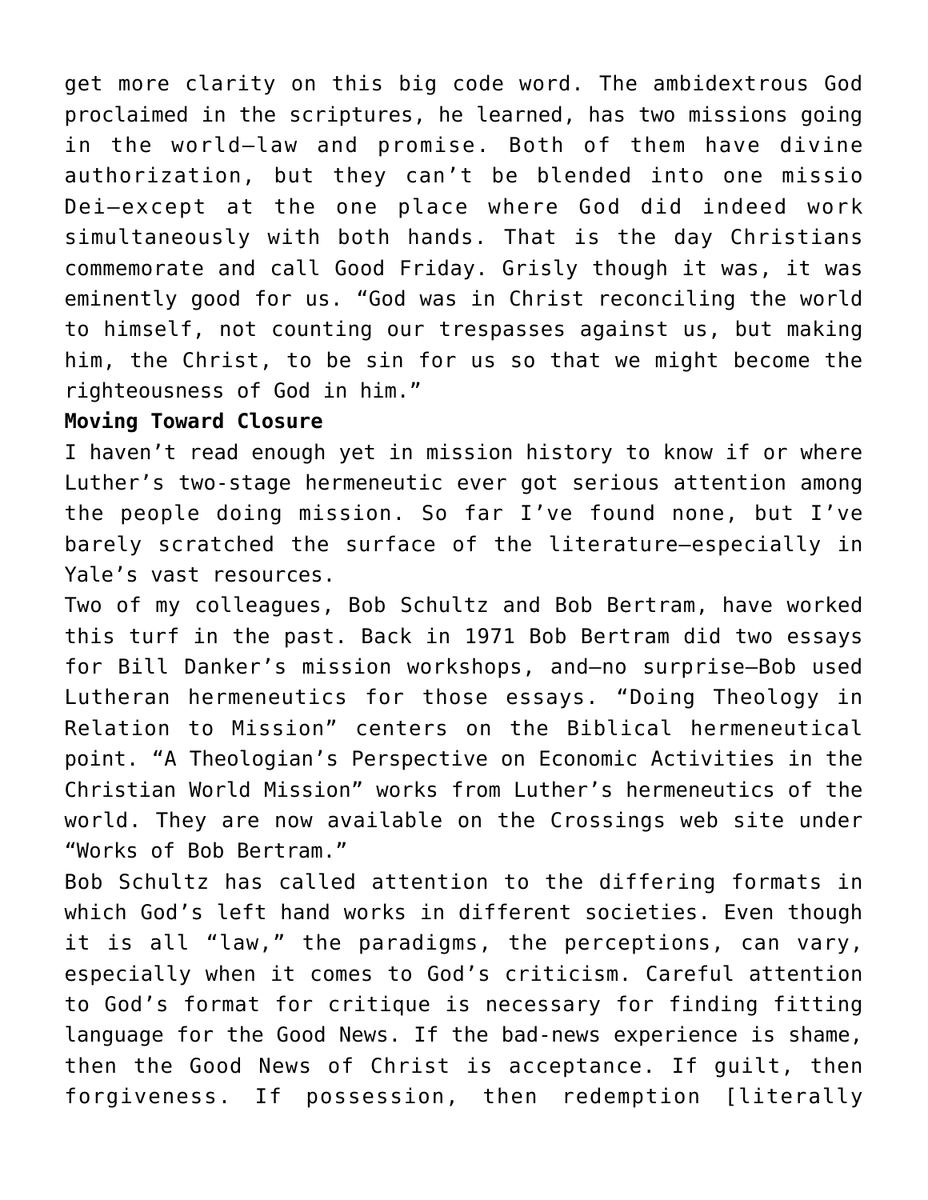get more clarity on this big code word. The ambidextrous God proclaimed in the scriptures, he learned, has two missions going in the world—law and promise. Both of them have divine authorization, but they can't be blended into one missio Dei—except at the one place where God did indeed work simultaneously with both hands. That is the day Christians commemorate and call Good Friday. Grisly though it was, it was eminently good for us. "God was in Christ reconciling the world to himself, not counting our trespasses against us, but making him, the Christ, to be sin for us so that we might become the righteousness of God in him."

**Moving Toward Closure**

I haven't read enough yet in mission history to know if or where Luther's two-stage hermeneutic ever got serious attention among the people doing mission. So far I've found none, but I've barely scratched the surface of the literature—especially in Yale's vast resources.

Two of my colleagues, Bob Schultz and Bob Bertram, have worked this turf in the past. Back in 1971 Bob Bertram did two essays for Bill Danker's mission workshops, and—no surprise—Bob used Lutheran hermeneutics for those essays. "Doing Theology in Relation to Mission" centers on the Biblical hermeneutical point. "A Theologian's Perspective on Economic Activities in the Christian World Mission" works from Luther's hermeneutics of the world. They are now available on the Crossings web site under "Works of Bob Bertram."

Bob Schultz has called attention to the differing formats in which God's left hand works in different societies. Even though it is all "law," the paradigms, the perceptions, can vary, especially when it comes to God's criticism. Careful attention to God's format for critique is necessary for finding fitting language for the Good News. If the bad-news experience is shame, then the Good News of Christ is acceptance. If guilt, then forgiveness. If possession, then redemption [literally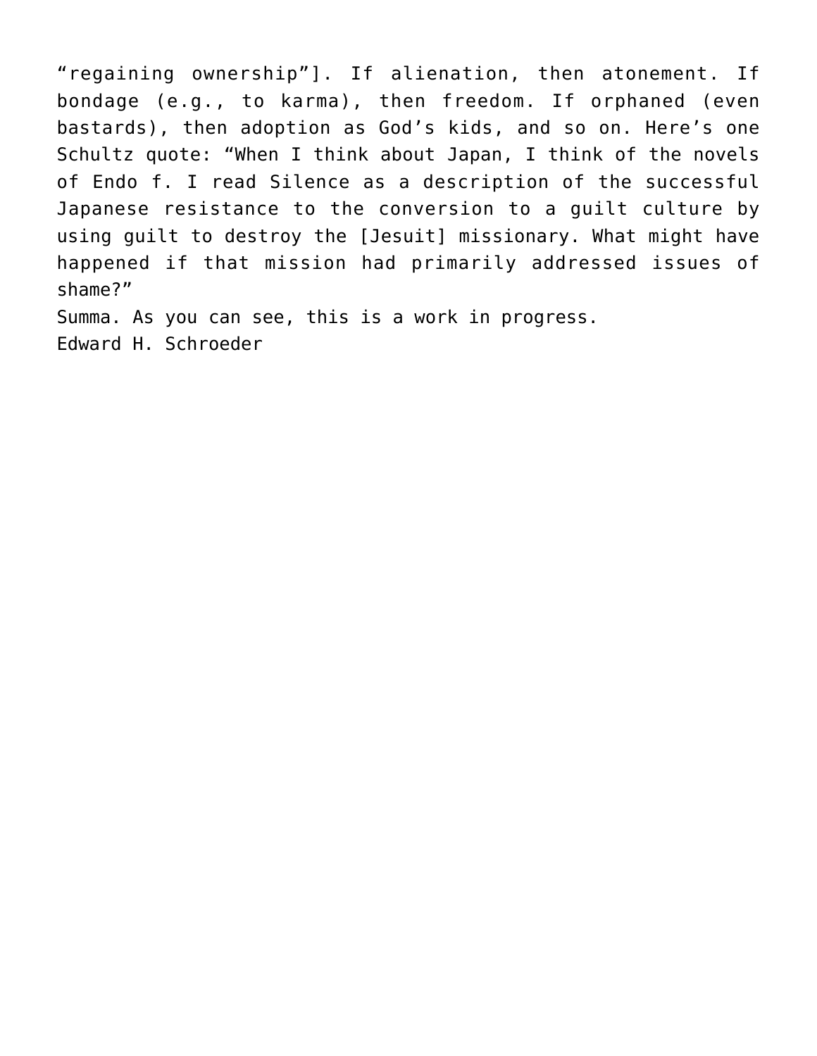“regaining ownership”]. If alienation, then atonement. If bondage (e.g., to karma), then freedom. If orphaned (even bastards), then adoption as God’s kids, and so on. Here’s one Schultz quote: “When I think about Japan, I think of the novels of Endo f. I read Silence as a description of the successful Japanese resistance to the conversion to a guilt culture by using guilt to destroy the [Jesuit] missionary. What might have happened if that mission had primarily addressed issues of shame?”

Summa. As you can see, this is a work in progress.

Edward H. Schroeder